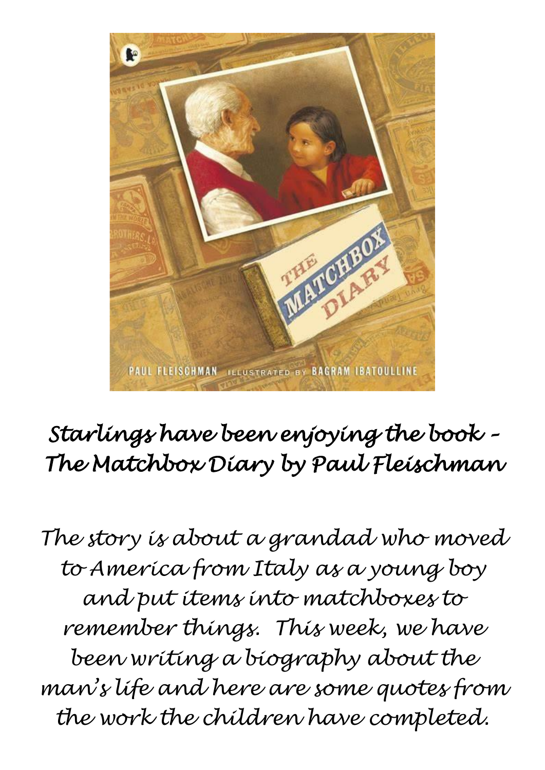*Starlings have been enjoying the book – The Matchbox Diary by Paul Fleischman*

*The story is about a grandad who moved to America from Italy as a young boy and put items into matchboxes to remember things. This week, we have been writing a biography about the man's life and here are some quotes from the work the children have completed.*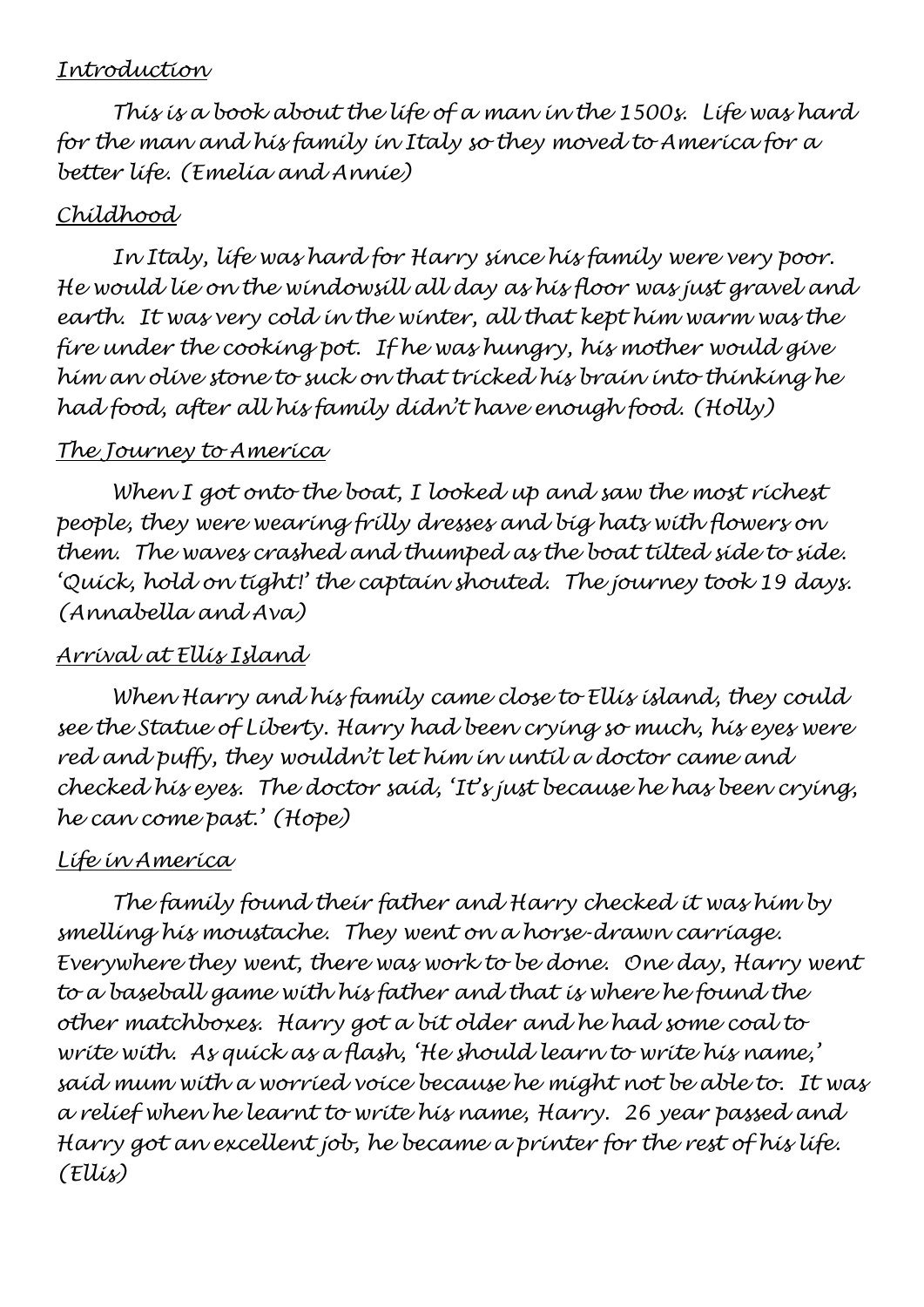*Introduction*

*This is a book about the life of a man in the 1500s. Life was hard for the man and his family in Italy so they moved to America for a better life. (Emelia and Annie)*

*Childhood*

*In Italy, life was hard for Harry since his family were very poor. He would lie on the windowsill all day as his floor was just gravel and earth. It was very cold in the winter, all that kept him warm was the fire under the cooking pot. If he was hungry, his mother would give him an olive stone to suck on that tricked his brain into thinking he had food, after all his family didn't have enough food. (Holly)*

*The Journey to America*

*When I got onto the boat, I looked up and saw the most richest people, they were wearing frilly dresses and big hats with flowers on them. The waves crashed and thumped as the boat tilted side to side. 'Quick, hold on tight!' the captain shouted. The journey took 19 days. (Annabella and Ava)*

*Arrival at Ellis Island*

*When Harry and his family came close to Ellis island, they could see the Statue of Liberty. Harry had been crying so much, his eyes were red and puffy, they wouldn't let him in until a doctor came and checked his eyes. The doctor said, 'It's just because he has been crying, he can come past.' (Hope)*

*Life in America*

*The family found their father and Harry checked it was him by smelling his moustache. They went on a horse-drawn carriage. Everywhere they went, there was work to be done. One day, Harry went to a baseball game with his father and that is where he found the other matchboxes. Harry got a bit older and he had some coal to write with. As quick as a flash, 'He should learn to write his name,' said mum with a worried voice because he might not be able to. It was a relief when he learnt to write his name, Harry. 26 year passed and Harry got an excellent job, he became a printer for the rest of his life. (Ellis)*